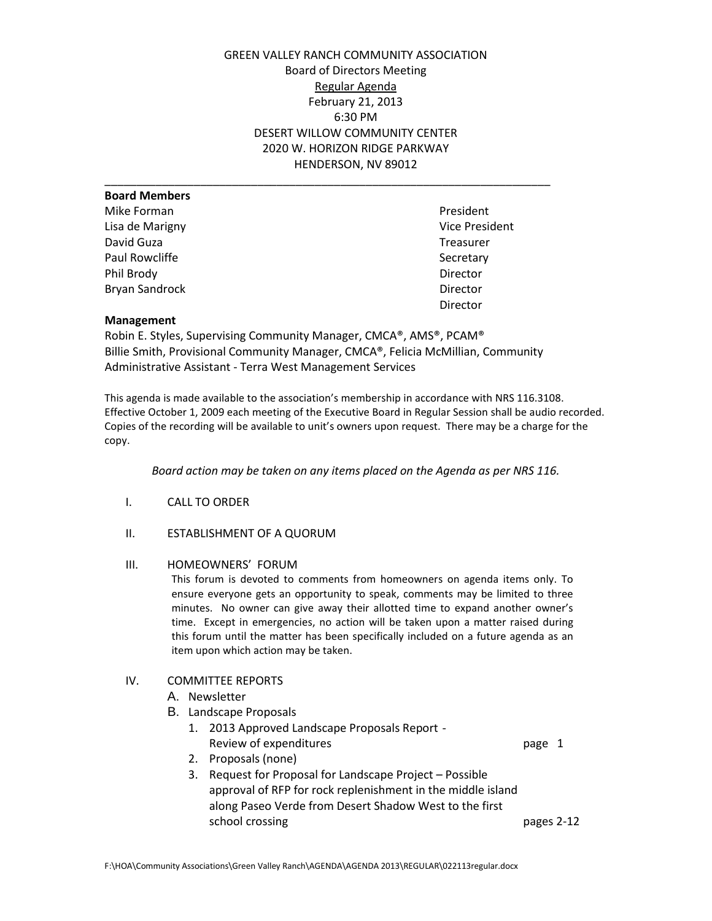GREEN VALLEY RANCH COMMUNITY ASSOCIATION
Board of Directors Meeting
Regular Agenda
February 21, 2013
6:30 PM
DESERT WILLOW COMMUNITY CENTER
2020 W. HORIZON RIDGE PARKWAY
HENDERSON, NV 89012

---

**Board Members**

| | |
|---|---|
| Mike Forman | President |
| Lisa de Marigny | Vice President |
| David Guza | Treasurer |
| Paul Rowcliffe | Secretary |
| Phil Brody | Director |
| Bryan Sandrock | Director |
| | Director |

**Management**

Robin E. Styles, Supervising Community Manager, CMCA®, AMS®, PCAM®
Billie Smith, Provisional Community Manager, CMCA®, Felicia McMillian, Community Administrative Assistant - Terra West Management Services

This agenda is made available to the association's membership in accordance with NRS 116.3108. Effective October 1, 2009 each meeting of the Executive Board in Regular Session shall be audio recorded. Copies of the recording will be available to unit's owners upon request. There may be a charge for the copy.

*Board action may be taken on any items placed on the Agenda as per NRS 116.*

I. CALL TO ORDER

II. ESTABLISHMENT OF A QUORUM

III. HOMEOWNERS' FORUM

This forum is devoted to comments from homeowners on agenda items only. To ensure everyone gets an opportunity to speak, comments may be limited to three minutes. No owner can give away their allotted time to expand another owner's time. Except in emergencies, no action will be taken upon a matter raised during this forum until the matter has been specifically included on a future agenda as an item upon which action may be taken.

IV. COMMITTEE REPORTS

A. Newsletter

B. Landscape Proposals

1. 2013 Approved Landscape Proposals Report - Review of expenditures — page 1
2. Proposals (none)
3. Request for Proposal for Landscape Project – Possible approval of RFP for rock replenishment in the middle island along Paseo Verde from Desert Shadow West to the first school crossing — pages 2-12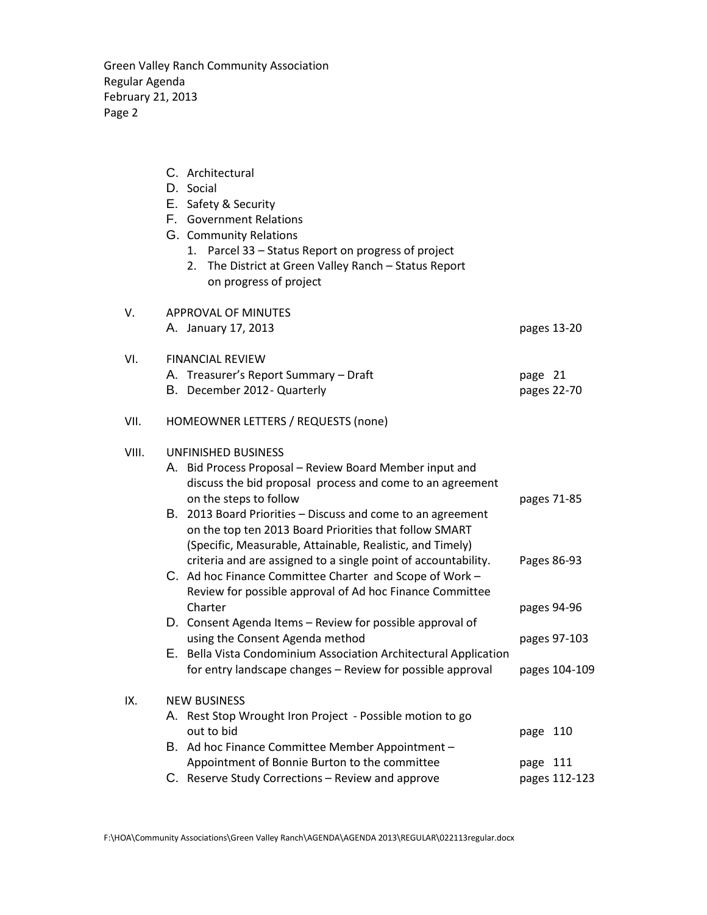C. Architectural
D. Social
E. Safety & Security
F. Government Relations
G. Community Relations
   1. Parcel 33 – Status Report on progress of project
   2. The District at Green Valley Ranch – Status Report on progress of project

V. APPROVAL OF MINUTES
   A. January 17, 2013 — pages 13-20

VI. FINANCIAL REVIEW
   A. Treasurer's Report Summary – Draft — page 21
   B. December 2012 - Quarterly — pages 22-70

VII. HOMEOWNER LETTERS / REQUESTS (none)

VIII. UNFINISHED BUSINESS
   A. Bid Process Proposal – Review Board Member input and discuss the bid proposal process and come to an agreement on the steps to follow — pages 71-85
   B. 2013 Board Priorities – Discuss and come to an agreement on the top ten 2013 Board Priorities that follow SMART (Specific, Measurable, Attainable, Realistic, and Timely) criteria and are assigned to a single point of accountability. — Pages 86-93
   C. Ad hoc Finance Committee Charter and Scope of Work – Review for possible approval of Ad hoc Finance Committee Charter — pages 94-96
   D. Consent Agenda Items – Review for possible approval of using the Consent Agenda method — pages 97-103
   E. Bella Vista Condominium Association Architectural Application for entry landscape changes – Review for possible approval — pages 104-109

IX. NEW BUSINESS
   A. Rest Stop Wrought Iron Project - Possible motion to go out to bid — page 110
   B. Ad hoc Finance Committee Member Appointment – Appointment of Bonnie Burton to the committee — page 111
   C. Reserve Study Corrections – Review and approve — pages 112-123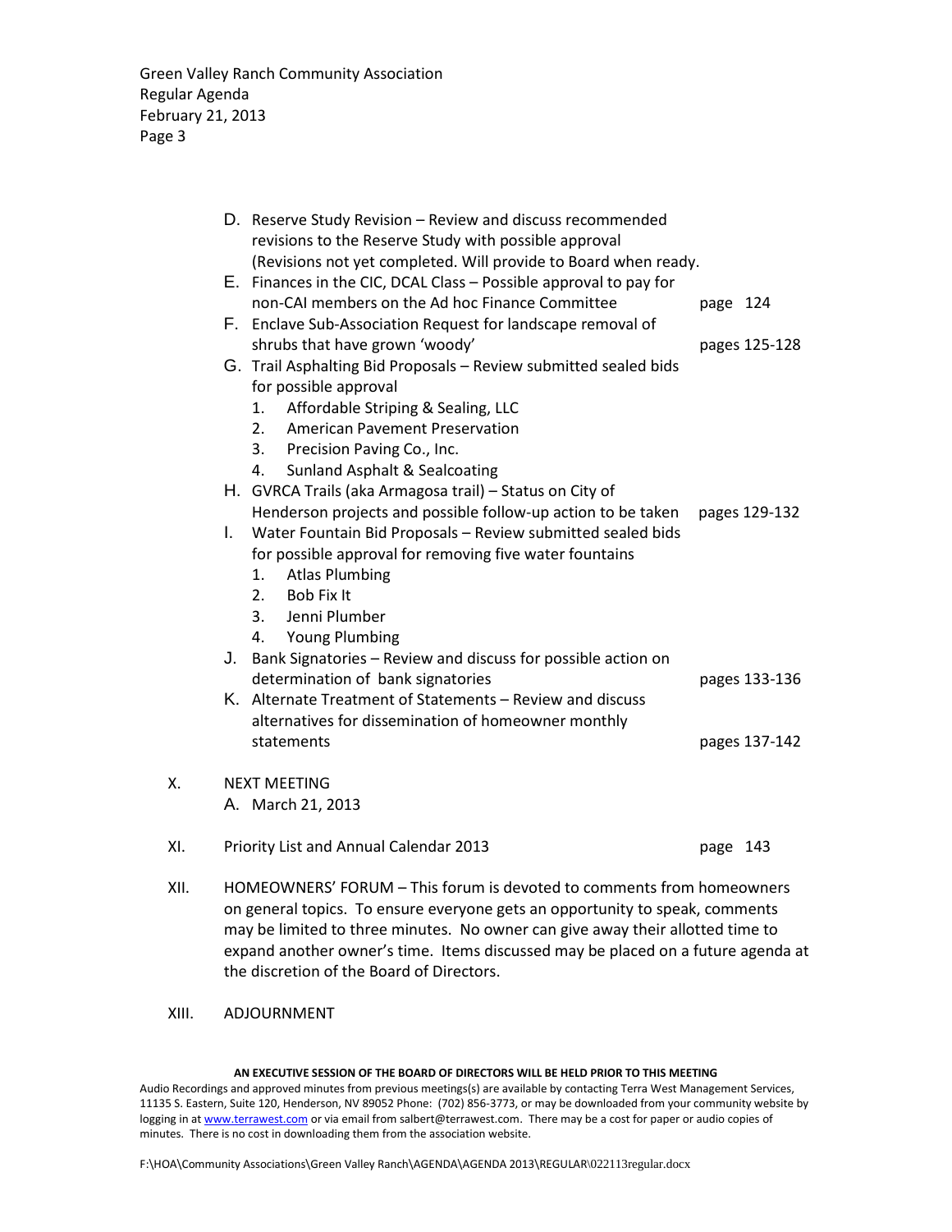D. Reserve Study Revision – Review and discuss recommended revisions to the Reserve Study with possible approval (Revisions not yet completed. Will provide to Board when ready.

E. Finances in the CIC, DCAL Class – Possible approval to pay for non-CAI members on the Ad hoc Finance Committee — page 124

F. Enclave Sub-Association Request for landscape removal of shrubs that have grown 'woody' — pages 125-128

G. Trail Asphalting Bid Proposals – Review submitted sealed bids for possible approval
   1. Affordable Striping & Sealing, LLC
   2. American Pavement Preservation
   3. Precision Paving Co., Inc.
   4. Sunland Asphalt & Sealcoating

H. GVRCA Trails (aka Armagosa trail) – Status on City of Henderson projects and possible follow-up action to be taken — pages 129-132

I. Water Fountain Bid Proposals – Review submitted sealed bids for possible approval for removing five water fountains
   1. Atlas Plumbing
   2. Bob Fix It
   3. Jenni Plumber
   4. Young Plumbing

J. Bank Signatories – Review and discuss for possible action on determination of bank signatories — pages 133-136

K. Alternate Treatment of Statements – Review and discuss alternatives for dissemination of homeowner monthly statements — pages 137-142

X. NEXT MEETING

A. March 21, 2013

XI. Priority List and Annual Calendar 2013 — page 143

XII. HOMEOWNERS' FORUM – This forum is devoted to comments from homeowners on general topics. To ensure everyone gets an opportunity to speak, comments may be limited to three minutes. No owner can give away their allotted time to expand another owner's time. Items discussed may be placed on a future agenda at the discretion of the Board of Directors.

XIII. ADJOURNMENT

**AN EXECUTIVE SESSION OF THE BOARD OF DIRECTORS WILL BE HELD PRIOR TO THIS MEETING**

Audio Recordings and approved minutes from previous meetings(s) are available by contacting Terra West Management Services, 11135 S. Eastern, Suite 120, Henderson, NV 89052 Phone: (702) 856-3773, or may be downloaded from your community website by logging in at www.terrawest.com or via email from salbert@terrawest.com. There may be a cost for paper or audio copies of minutes. There is no cost in downloading them from the association website.

F:\HOA\Community Associations\Green Valley Ranch\AGENDA\AGENDA 2013\REGULAR\022113regular.docx